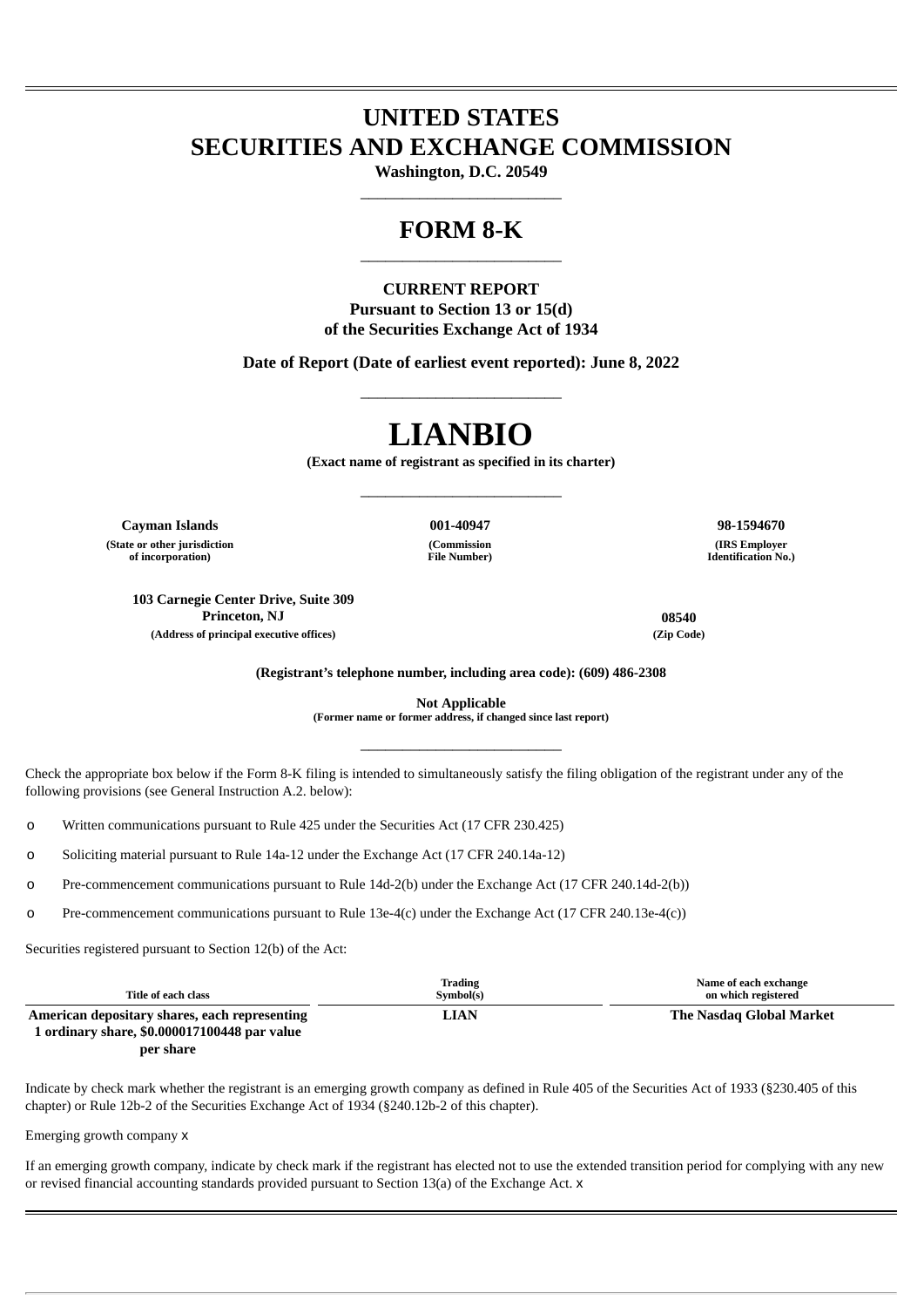# UNITED STATES
# SECURITIES AND EXCHANGE COMMISSION

**Washington, D.C. 20549**

---

## FORM 8-K

---

**CURRENT REPORT**
**Pursuant to Section 13 or 15(d)**
**of the Securities Exchange Act of 1934**

**Date of Report (Date of earliest event reported): June 8, 2022**

---

# LIANBIO

**(Exact name of registrant as specified in its charter)**

---

| Cayman Islands | 001-40947 | 98-1594670 |
|---|---|---|
| (State or other jurisdiction of incorporation) | (Commission File Number) | (IRS Employer Identification No.) |

| 103 Carnegie Center Drive, Suite 309 Princeton, NJ | 08540 |
|---|---|
| (Address of principal executive offices) | (Zip Code) |

**(Registrant's telephone number, including area code): (609) 486-2308**

**Not Applicable**
**(Former name or former address, if changed since last report)**

---

Check the appropriate box below if the Form 8-K filing is intended to simultaneously satisfy the filing obligation of the registrant under any of the following provisions (see General Instruction A.2. below):

o Written communications pursuant to Rule 425 under the Securities Act (17 CFR 230.425)

o Soliciting material pursuant to Rule 14a-12 under the Exchange Act (17 CFR 240.14a-12)

o Pre-commencement communications pursuant to Rule 14d-2(b) under the Exchange Act (17 CFR 240.14d-2(b))

o Pre-commencement communications pursuant to Rule 13e-4(c) under the Exchange Act (17 CFR 240.13e-4(c))

Securities registered pursuant to Section 12(b) of the Act:

| Title of each class | Trading Symbol(s) | Name of each exchange on which registered |
|---|---|---|
| **American depositary shares, each representing 1 ordinary share, $0.000017100448 par value per share** | **LIAN** | **The Nasdaq Global Market** |

Indicate by check mark whether the registrant is an emerging growth company as defined in Rule 405 of the Securities Act of 1933 (§230.405 of this chapter) or Rule 12b-2 of the Securities Exchange Act of 1934 (§240.12b-2 of this chapter).

Emerging growth company x

If an emerging growth company, indicate by check mark if the registrant has elected not to use the extended transition period for complying with any new or revised financial accounting standards provided pursuant to Section 13(a) of the Exchange Act. x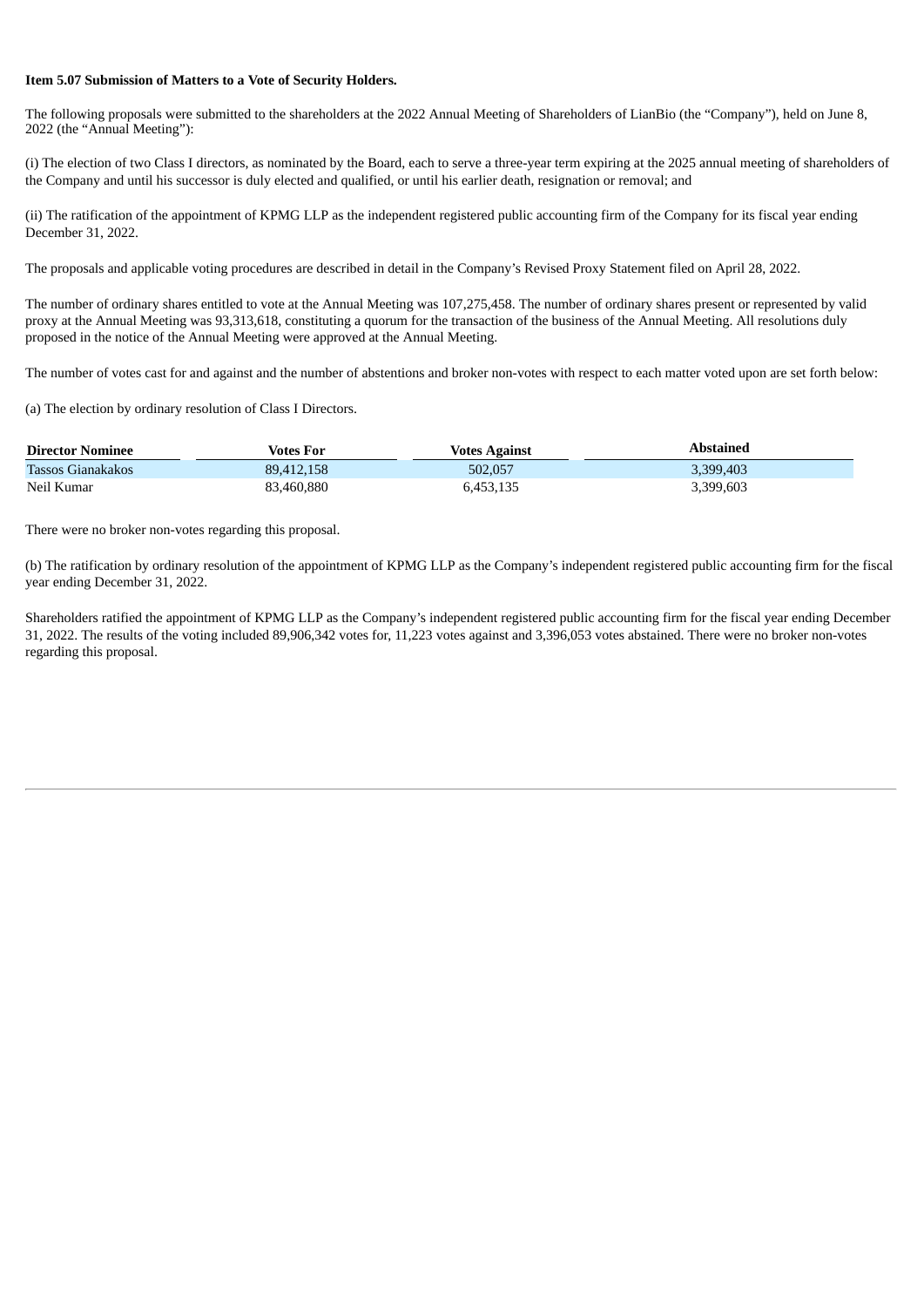**Item 5.07 Submission of Matters to a Vote of Security Holders.**

The following proposals were submitted to the shareholders at the 2022 Annual Meeting of Shareholders of LianBio (the "Company"), held on June 8, 2022 (the "Annual Meeting"):

(i) The election of two Class I directors, as nominated by the Board, each to serve a three-year term expiring at the 2025 annual meeting of shareholders of the Company and until his successor is duly elected and qualified, or until his earlier death, resignation or removal; and

(ii) The ratification of the appointment of KPMG LLP as the independent registered public accounting firm of the Company for its fiscal year ending December 31, 2022.

The proposals and applicable voting procedures are described in detail in the Company's Revised Proxy Statement filed on April 28, 2022.

The number of ordinary shares entitled to vote at the Annual Meeting was 107,275,458. The number of ordinary shares present or represented by valid proxy at the Annual Meeting was 93,313,618, constituting a quorum for the transaction of the business of the Annual Meeting. All resolutions duly proposed in the notice of the Annual Meeting were approved at the Annual Meeting.

The number of votes cast for and against and the number of abstentions and broker non-votes with respect to each matter voted upon are set forth below:

(a) The election by ordinary resolution of Class I Directors.

| Director Nominee | Votes For | Votes Against | Abstained |
|---|---|---|---|
| Tassos Gianakakos | 89,412,158 | 502,057 | 3,399,403 |
| Neil Kumar | 83,460,880 | 6,453,135 | 3,399,603 |

There were no broker non-votes regarding this proposal.

(b) The ratification by ordinary resolution of the appointment of KPMG LLP as the Company's independent registered public accounting firm for the fiscal year ending December 31, 2022.

Shareholders ratified the appointment of KPMG LLP as the Company's independent registered public accounting firm for the fiscal year ending December 31, 2022. The results of the voting included 89,906,342 votes for, 11,223 votes against and 3,396,053 votes abstained. There were no broker non-votes regarding this proposal.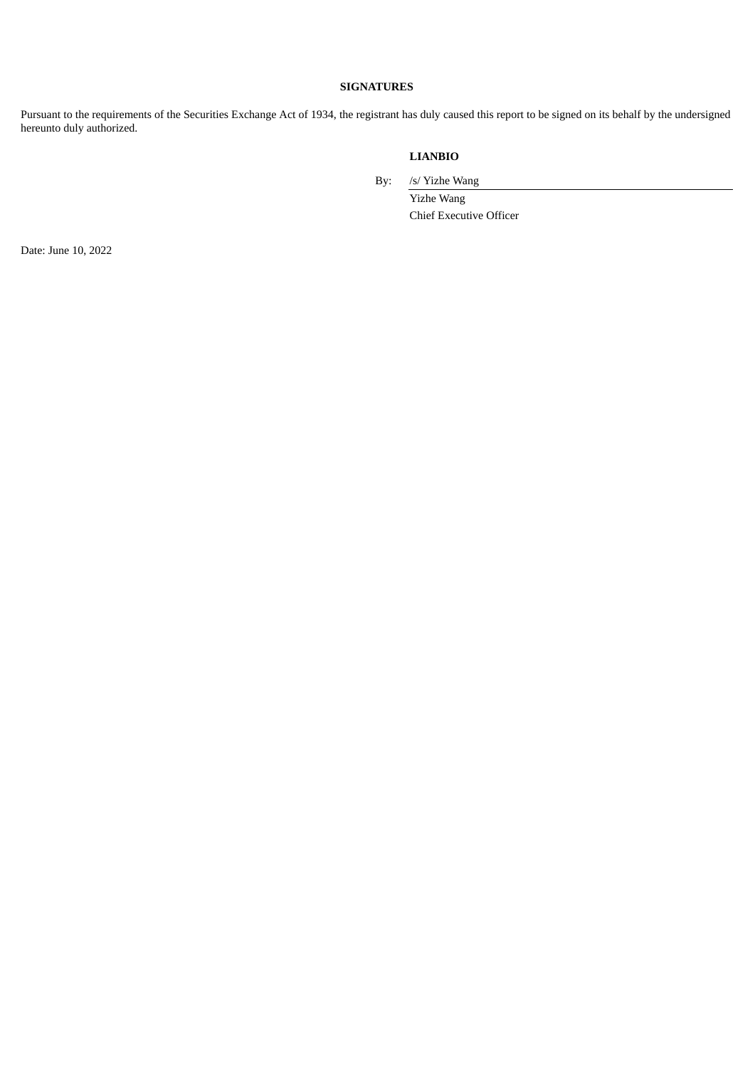**SIGNATURES**

Pursuant to the requirements of the Securities Exchange Act of 1934, the registrant has duly caused this report to be signed on its behalf by the undersigned hereunto duly authorized.

**LIANBIO**

By: /s/ Yizhe Wang

Yizhe Wang

Chief Executive Officer

Date: June 10, 2022